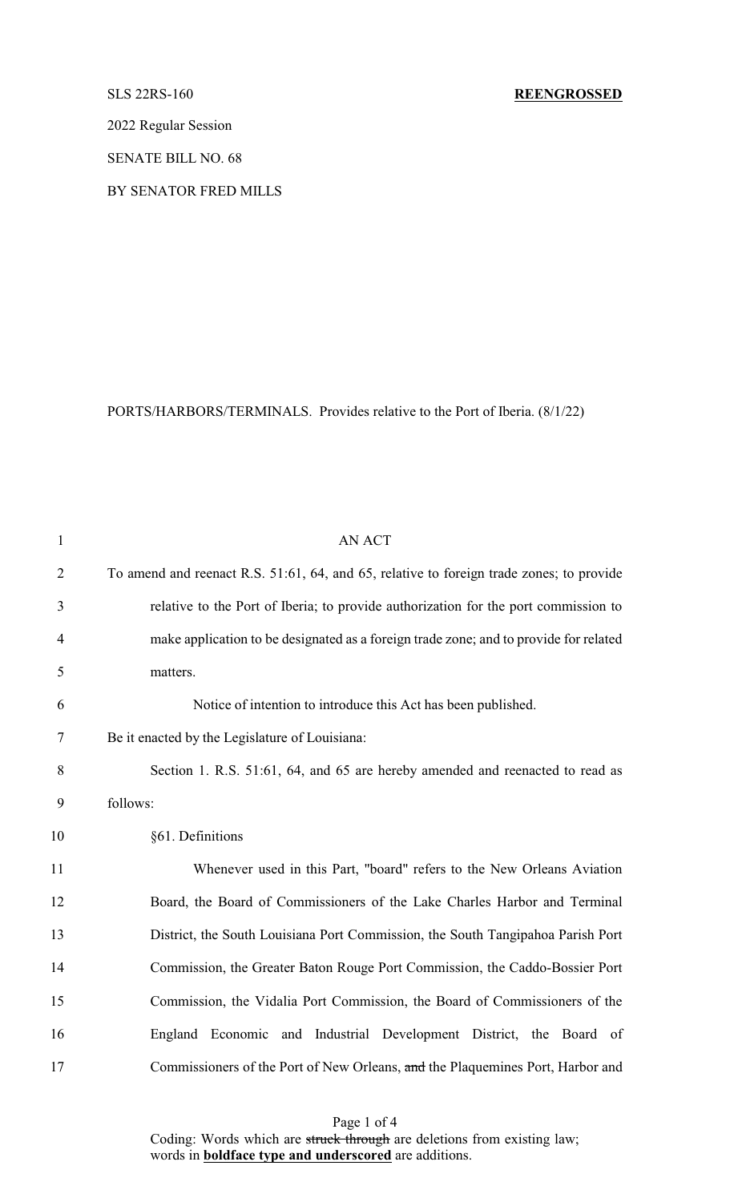SLS 22RS-160 **REENGROSSED**

2022 Regular Session

SENATE BILL NO. 68

BY SENATOR FRED MILLS

PORTS/HARBORS/TERMINALS. Provides relative to the Port of Iberia. (8/1/22)

AN ACT

To amend and reenact R.S. 51:61, 64, and 65, relative to foreign trade zones; to provide relative to the Port of Iberia; to provide authorization for the port commission to make application to be designated as a foreign trade zone; and to provide for related matters.

Notice of intention to introduce this Act has been published.

Be it enacted by the Legislature of Louisiana:

Section 1. R.S. 51:61, 64, and 65 are hereby amended and reenacted to read as follows:

§61. Definitions

Whenever used in this Part, "board" refers to the New Orleans Aviation Board, the Board of Commissioners of the Lake Charles Harbor and Terminal District, the South Louisiana Port Commission, the South Tangipahoa Parish Port Commission, the Greater Baton Rouge Port Commission, the Caddo-Bossier Port Commission, the Vidalia Port Commission, the Board of Commissioners of the England Economic and Industrial Development District, the Board of Commissioners of the Port of New Orleans, ~~and~~ the Plaquemines Port, Harbor and

Coding: Words which are ~~struck through~~ are deletions from existing law; words in **boldface type and underscored** are additions.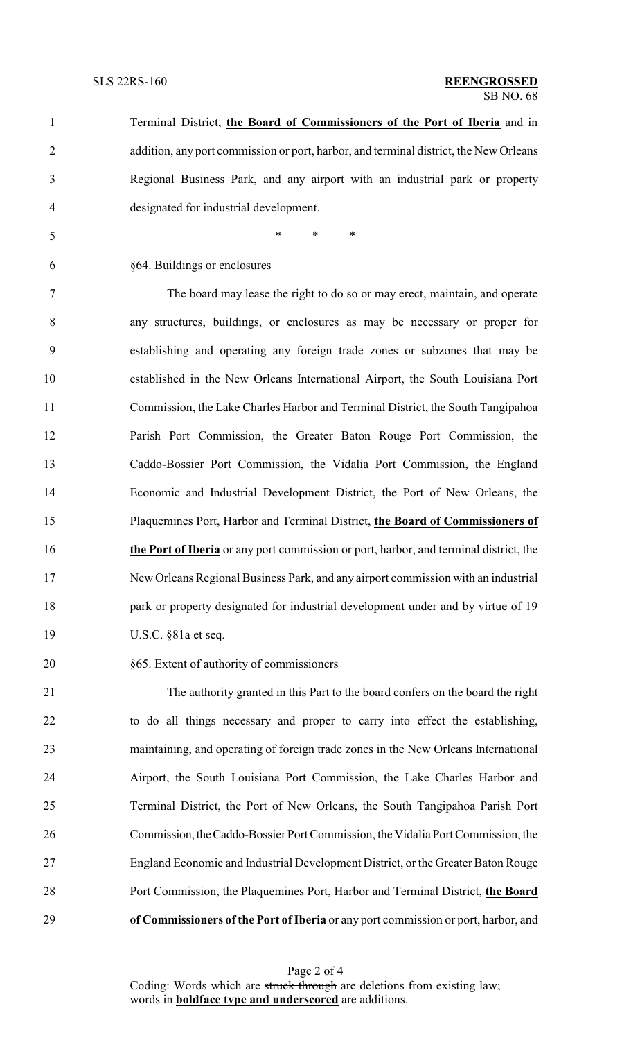Terminal District, **<u>the Board of Commissioners of the Port of Iberia</u>** and in addition, any port commission or port, harbor, and terminal district, the New Orleans Regional Business Park, and any airport with an industrial park or property designated for industrial development.

\* \* \*

§64. Buildings or enclosures

The board may lease the right to do so or may erect, maintain, and operate any structures, buildings, or enclosures as may be necessary or proper for establishing and operating any foreign trade zones or subzones that may be established in the New Orleans International Airport, the South Louisiana Port Commission, the Lake Charles Harbor and Terminal District, the South Tangipahoa Parish Port Commission, the Greater Baton Rouge Port Commission, the Caddo-Bossier Port Commission, the Vidalia Port Commission, the England Economic and Industrial Development District, the Port of New Orleans, the Plaquemines Port, Harbor and Terminal District, **<u>the Board of Commissioners of the Port of Iberia</u>** or any port commission or port, harbor, and terminal district, the New Orleans Regional Business Park, and any airport commission with an industrial park or property designated for industrial development under and by virtue of 19 U.S.C. §81a et seq.

§65. Extent of authority of commissioners

The authority granted in this Part to the board confers on the board the right to do all things necessary and proper to carry into effect the establishing, maintaining, and operating of foreign trade zones in the New Orleans International Airport, the South Louisiana Port Commission, the Lake Charles Harbor and Terminal District, the Port of New Orleans, the South Tangipahoa Parish Port Commission, the Caddo-Bossier Port Commission, the Vidalia Port Commission, the England Economic and Industrial Development District, ~~or~~ the Greater Baton Rouge Port Commission, the Plaquemines Port, Harbor and Terminal District, **<u>the Board of Commissioners of the Port of Iberia</u>** or any port commission or port, harbor, and

Coding: Words which are ~~struck through~~ are deletions from existing law; words in **<u>boldface type and underscored</u>** are additions.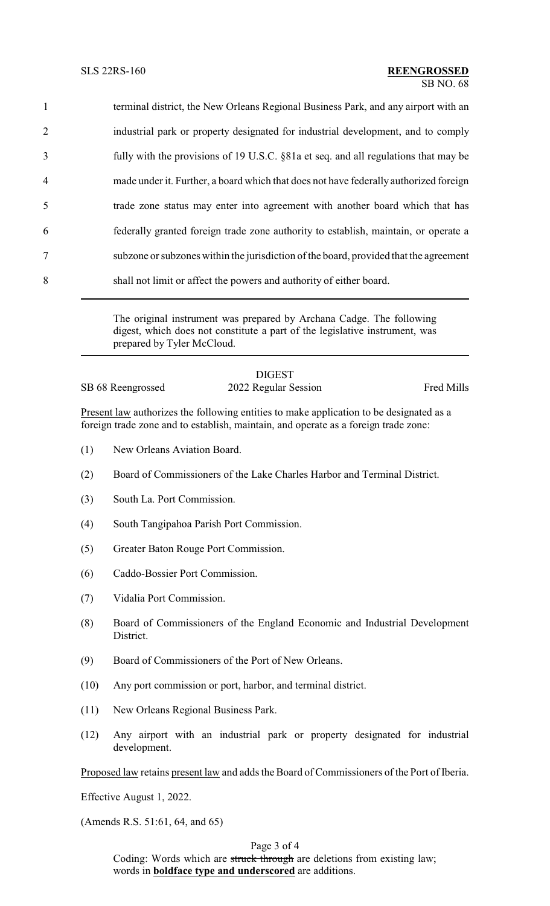terminal district, the New Orleans Regional Business Park, and any airport with an industrial park or property designated for industrial development, and to comply fully with the provisions of 19 U.S.C. §81a et seq. and all regulations that may be made under it. Further, a board which that does not have federally authorized foreign trade zone status may enter into agreement with another board which that has federally granted foreign trade zone authority to establish, maintain, or operate a subzone or subzones within the jurisdiction of the board, provided that the agreement shall not limit or affect the powers and authority of either board.

---

The original instrument was prepared by Archana Cadge. The following digest, which does not constitute a part of the legislative instrument, was prepared by Tyler McCloud.

---

DIGEST

SB 68 Reengrossed — 2022 Regular Session — Fred Mills

Present law authorizes the following entities to make application to be designated as a foreign trade zone and to establish, maintain, and operate as a foreign trade zone:

(1) New Orleans Aviation Board.

(2) Board of Commissioners of the Lake Charles Harbor and Terminal District.

(3) South La. Port Commission.

(4) South Tangipahoa Parish Port Commission.

(5) Greater Baton Rouge Port Commission.

(6) Caddo-Bossier Port Commission.

(7) Vidalia Port Commission.

(8) Board of Commissioners of the England Economic and Industrial Development District.

(9) Board of Commissioners of the Port of New Orleans.

(10) Any port commission or port, harbor, and terminal district.

(11) New Orleans Regional Business Park.

(12) Any airport with an industrial park or property designated for industrial development.

Proposed law retains present law and adds the Board of Commissioners of the Port of Iberia.

Effective August 1, 2022.

(Amends R.S. 51:61, 64, and 65)

Coding: Words which are ~~struck through~~ are deletions from existing law; words in **boldface type and underscored** are additions.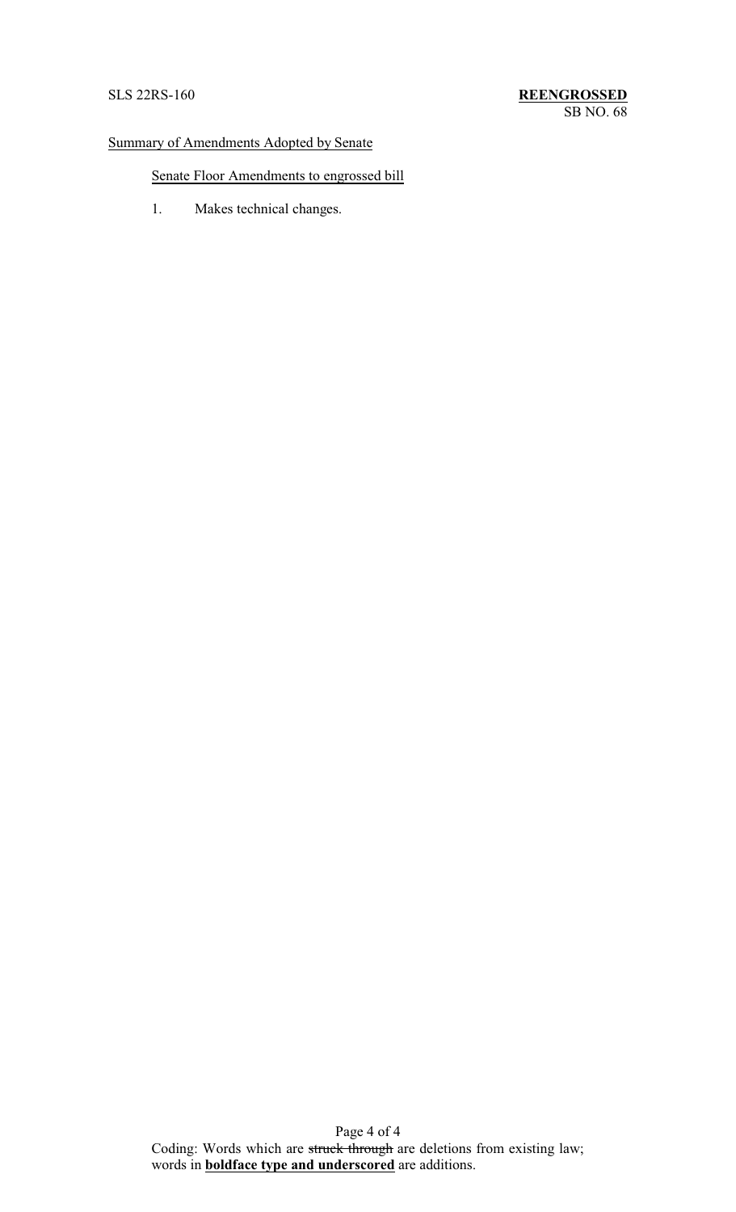Summary of Amendments Adopted by Senate

Senate Floor Amendments to engrossed bill

1. Makes technical changes.